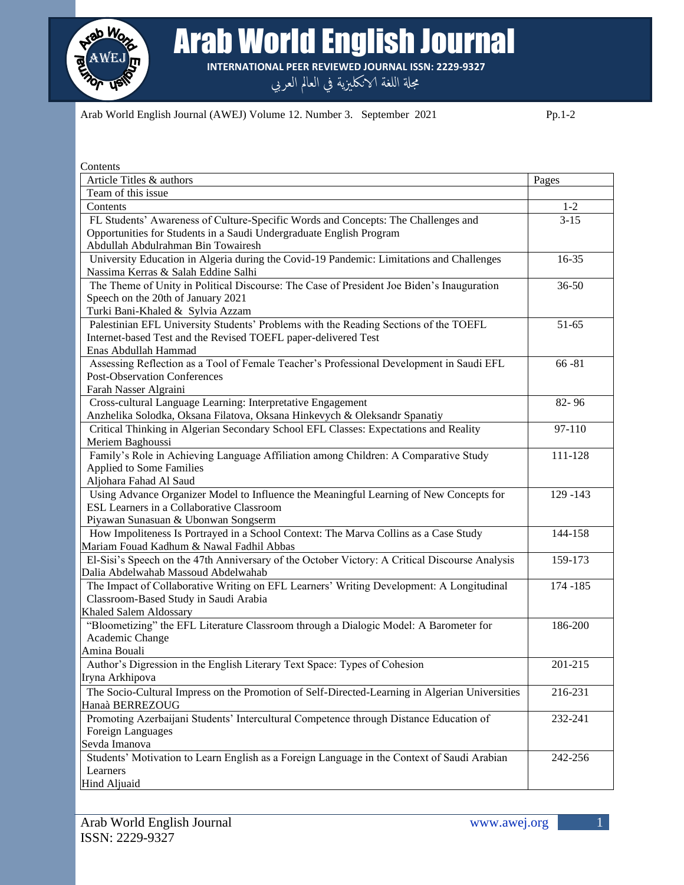Contents

| Article Titles & authors | Pages |
|---|---|
| Team of this issue | |
| Contents | 1-2 |
| FL Students' Awareness of Culture-Specific Words and Concepts: The Challenges and Opportunities for Students in a Saudi Undergraduate English Program<br>Abdullah Abdulrahman Bin Towairesh | 3-15 |
| University Education in Algeria during the Covid-19 Pandemic: Limitations and Challenges<br>Nassima Kerras & Salah Eddine Salhi | 16-35 |
| The Theme of Unity in Political Discourse: The Case of President Joe Biden's Inauguration Speech on the 20th of January 2021<br>Turki Bani-Khaled & Sylvia Azzam | 36-50 |
| Palestinian EFL University Students' Problems with the Reading Sections of the TOEFL Internet-based Test and the Revised TOEFL paper-delivered Test<br>Enas Abdullah Hammad | 51-65 |
| Assessing Reflection as a Tool of Female Teacher's Professional Development in Saudi EFL Post-Observation Conferences<br>Farah Nasser Algraini | 66 -81 |
| Cross-cultural Language Learning: Interpretative Engagement<br>Anzhelika Solodka, Oksana Filatova, Oksana Hinkevych & Oleksandr Spanatiy | 82- 96 |
| Critical Thinking in Algerian Secondary School EFL Classes: Expectations and Reality<br>Meriem Baghoussi | 97-110 |
| Family's Role in Achieving Language Affiliation among Children: A Comparative Study Applied to Some Families<br>Aljohara Fahad Al Saud | 111-128 |
| Using Advance Organizer Model to Influence the Meaningful Learning of New Concepts for ESL Learners in a Collaborative Classroom<br>Piyawan Sunasuan & Ubonwan Songserm | 129 -143 |
| How Impoliteness Is Portrayed in a School Context: The Marva Collins as a Case Study<br>Mariam Fouad Kadhum & Nawal Fadhil Abbas | 144-158 |
| El-Sisi's Speech on the 47th Anniversary of the October Victory: A Critical Discourse Analysis<br>Dalia Abdelwahab Massoud Abdelwahab | 159-173 |
| The Impact of Collaborative Writing on EFL Learners' Writing Development: A Longitudinal Classroom-Based Study in Saudi Arabia<br>Khaled Salem Aldossary | 174 -185 |
| "Bloometizing" the EFL Literature Classroom through a Dialogic Model: A Barometer for Academic Change<br>Amina Bouali | 186-200 |
| Author's Digression in the English Literary Text Space: Types of Cohesion<br>Iryna Arkhipova | 201-215 |
| The Socio-Cultural Impress on the Promotion of Self-Directed-Learning in Algerian Universities<br>Hanaà BERREZOUG | 216-231 |
| Promoting Azerbaijani Students' Intercultural Competence through Distance Education of Foreign Languages<br>Sevda Imanova | 232-241 |
| Students' Motivation to Learn English as a Foreign Language in the Context of Saudi Arabian Learners<br>Hind Aljuaid | 242-256 |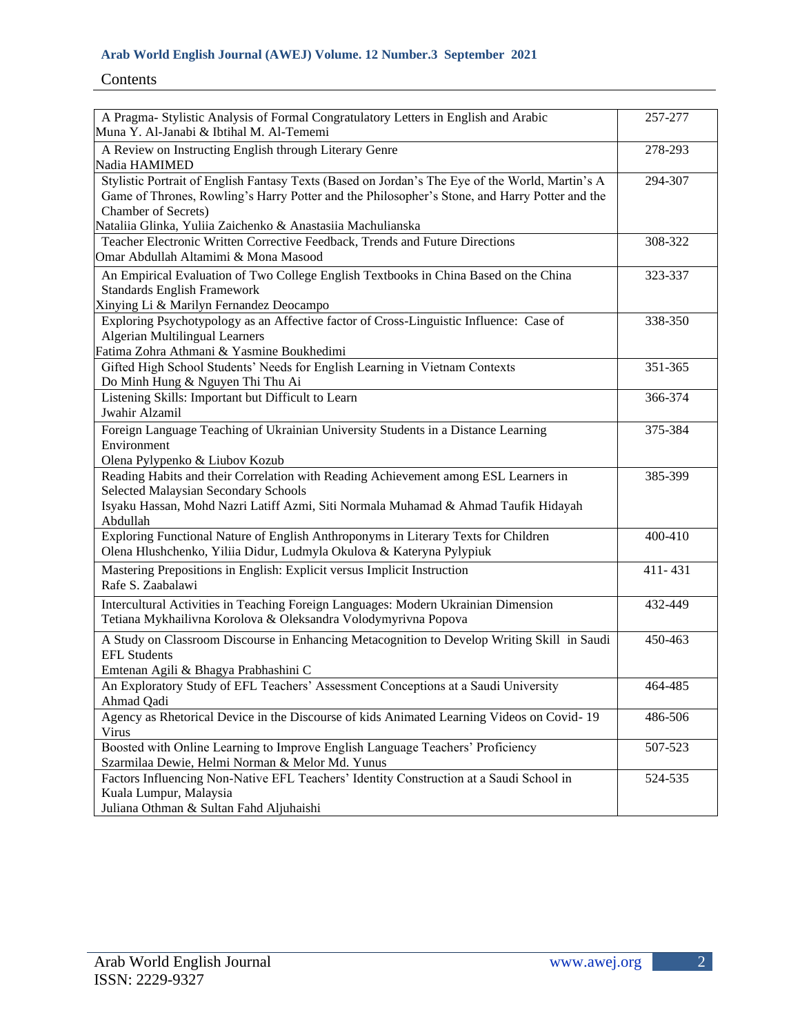## Contents

| | |
|---|---|
| A Pragma- Stylistic Analysis of Formal Congratulatory Letters in English and Arabic<br>Muna Y. Al-Janabi & Ibtihal M. Al-Tememi | 257-277 |
| A Review on Instructing English through Literary Genre<br>Nadia HAMIMED | 278-293 |
| Stylistic Portrait of English Fantasy Texts (Based on Jordan's The Eye of the World, Martin's A Game of Thrones, Rowling's Harry Potter and the Philosopher's Stone, and Harry Potter and the Chamber of Secrets)<br>Nataliia Glinka, Yuliia Zaichenko & Anastasiia Machulianska | 294-307 |
| Teacher Electronic Written Corrective Feedback, Trends and Future Directions<br>Omar Abdullah Altamimi & Mona Masood | 308-322 |
| An Empirical Evaluation of Two College English Textbooks in China Based on the China Standards English Framework<br>Xinying Li & Marilyn Fernandez Deocampo | 323-337 |
| Exploring Psychotypopology as an Affective factor of Cross-Linguistic Influence: Case of Algerian Multilingual Learners<br>Fatima Zohra Athmani & Yasmine Boukhedimi | 338-350 |
| Gifted High School Students' Needs for English Learning in Vietnam Contexts<br>Do Minh Hung & Nguyen Thi Thu Ai | 351-365 |
| Listening Skills: Important but Difficult to Learn<br>Jwahir Alzamil | 366-374 |
| Foreign Language Teaching of Ukrainian University Students in a Distance Learning Environment<br>Olena Pylypenko & Liubov Kozub | 375-384 |
| Reading Habits and their Correlation with Reading Achievement among ESL Learners in Selected Malaysian Secondary Schools<br>Isyaku Hassan, Mohd Nazri Latiff Azmi, Siti Normala Muhamad & Ahmad Taufik Hidayah Abdullah | 385-399 |
| Exploring Functional Nature of English Anthroponyms in Literary Texts for Children<br>Olena Hlushchenko, Yiliia Didur, Ludmyla Okulova & Kateryna Pylypiuk | 400-410 |
| Mastering Prepositions in English: Explicit versus Implicit Instruction<br>Rafe S. Zaabalawi | 411- 431 |
| Intercultural Activities in Teaching Foreign Languages: Modern Ukrainian Dimension<br>Tetiana Mykhailivna Korolova & Oleksandra Volodymyrivna Popova | 432-449 |
| A Study on Classroom Discourse in Enhancing Metacognition to Develop Writing Skill in Saudi EFL Students<br>Emtenan Agili & Bhagya Prabhashini C | 450-463 |
| An Exploratory Study of EFL Teachers' Assessment Conceptions at a Saudi University<br>Ahmad Qadi | 464-485 |
| Agency as Rhetorical Device in the Discourse of kids Animated Learning Videos on Covid- 19 Virus | 486-506 |
| Boosted with Online Learning to Improve English Language Teachers' Proficiency<br>Szarmilaa Dewie, Helmi Norman & Melor Md. Yunus | 507-523 |
| Factors Influencing Non-Native EFL Teachers' Identity Construction at a Saudi School in Kuala Lumpur, Malaysia<br>Juliana Othman & Sultan Fahd Aljuhaishi | 524-535 |